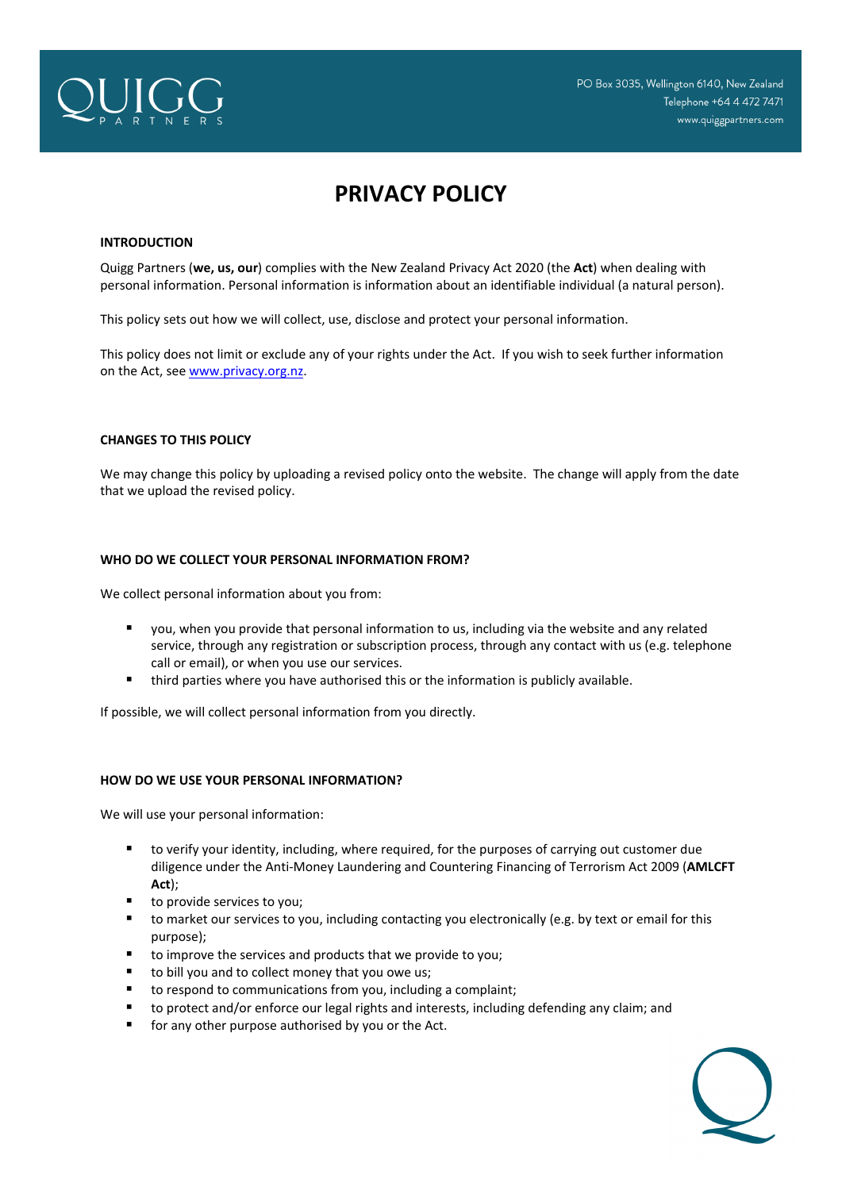QUIGG PARTNERS

PO Box 3035, Wellington 6140, New Zealand
Telephone +64 4 472 7471
www.quiggpartners.com

# PRIVACY POLICY

## INTRODUCTION

Quigg Partners (**we, us, our**) complies with the New Zealand Privacy Act 2020 (the **Act**) when dealing with personal information. Personal information is information about an identifiable individual (a natural person).

This policy sets out how we will collect, use, disclose and protect your personal information.

This policy does not limit or exclude any of your rights under the Act. If you wish to seek further information on the Act, see [www.privacy.org.nz](http://www.privacy.org.nz).

## CHANGES TO THIS POLICY

We may change this policy by uploading a revised policy onto the website. The change will apply from the date that we upload the revised policy.

## WHO DO WE COLLECT YOUR PERSONAL INFORMATION FROM?

We collect personal information about you from:

- you, when you provide that personal information to us, including via the website and any related service, through any registration or subscription process, through any contact with us (e.g. telephone call or email), or when you use our services.
- third parties where you have authorised this or the information is publicly available.

If possible, we will collect personal information from you directly.

## HOW DO WE USE YOUR PERSONAL INFORMATION?

We will use your personal information:

- to verify your identity, including, where required, for the purposes of carrying out customer due diligence under the Anti-Money Laundering and Countering Financing of Terrorism Act 2009 (**AMLCFT Act**);
- to provide services to you;
- to market our services to you, including contacting you electronically (e.g. by text or email for this purpose);
- to improve the services and products that we provide to you;
- to bill you and to collect money that you owe us;
- to respond to communications from you, including a complaint;
- to protect and/or enforce our legal rights and interests, including defending any claim; and
- for any other purpose authorised by you or the Act.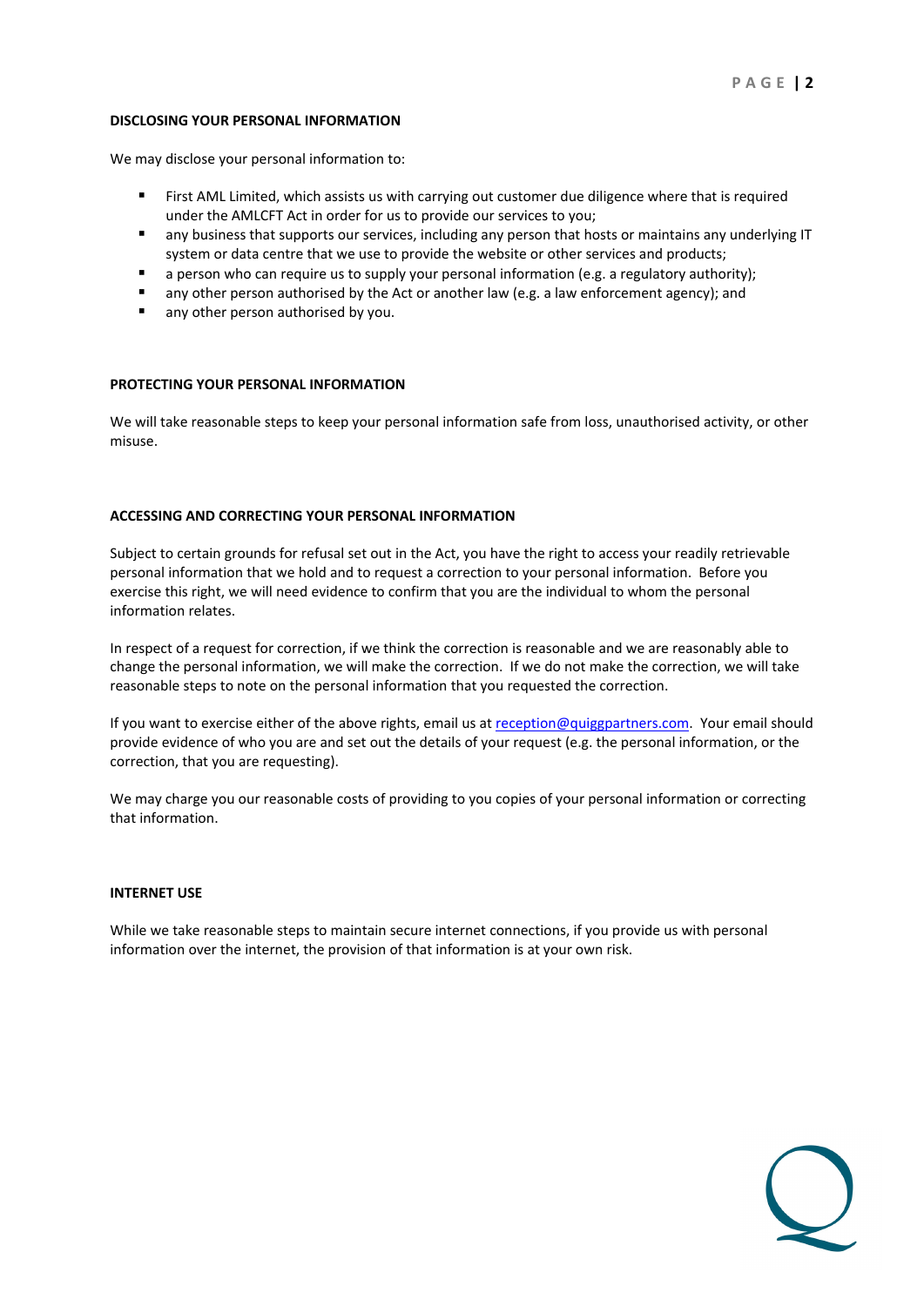**DISCLOSING YOUR PERSONAL INFORMATION**

We may disclose your personal information to:

- First AML Limited, which assists us with carrying out customer due diligence where that is required under the AMLCFT Act in order for us to provide our services to you;
- any business that supports our services, including any person that hosts or maintains any underlying IT system or data centre that we use to provide the website or other services and products;
- a person who can require us to supply your personal information (e.g. a regulatory authority);
- any other person authorised by the Act or another law (e.g. a law enforcement agency); and
- any other person authorised by you.

**PROTECTING YOUR PERSONAL INFORMATION**

We will take reasonable steps to keep your personal information safe from loss, unauthorised activity, or other misuse.

**ACCESSING AND CORRECTING YOUR PERSONAL INFORMATION**

Subject to certain grounds for refusal set out in the Act, you have the right to access your readily retrievable personal information that we hold and to request a correction to your personal information. Before you exercise this right, we will need evidence to confirm that you are the individual to whom the personal information relates.

In respect of a request for correction, if we think the correction is reasonable and we are reasonably able to change the personal information, we will make the correction. If we do not make the correction, we will take reasonable steps to note on the personal information that you requested the correction.

If you want to exercise either of the above rights, email us at reception@quiggpartners.com. Your email should provide evidence of who you are and set out the details of your request (e.g. the personal information, or the correction, that you are requesting).

We may charge you our reasonable costs of providing to you copies of your personal information or correcting that information.

**INTERNET USE**

While we take reasonable steps to maintain secure internet connections, if you provide us with personal information over the internet, the provision of that information is at your own risk.